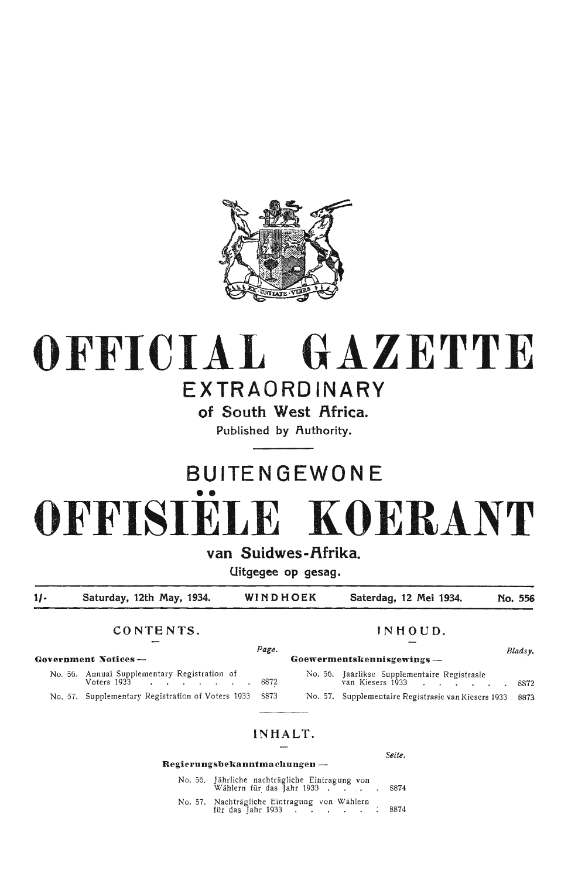# OFFICIAL GAZETTE

## EXTRAORDINARY

### of South West Africa.

Published by Authority.

# BUITENGEWONE

# OFFISIËLE KOERANT

### van Suidwes-Afrika.

Uitgegee op gesag.

| 1/- | Saturday, 12th May, 1934. | WINDHOEK | Saterdag, 12 Mei 1934. | No. 556 |
|---|---|---|---|---|

## CONTENTS.

| Government Notices — | Page. |
|---|---|
| No. 56. Annual Supplementary Registration of Voters 1933 | 8872 |
| No. 57. Supplementary Registration of Voters 1933 | 8873 |

## INHOUD.

| Goewermentskennisgewings — | Bladsy. |
|---|---|
| No. 56. Jaarlikse Supplementaire Registrasie van Kiesers 1933 | 8872 |
| No. 57. Supplementaire Registrasie van Kiesers 1933 | 8873 |

## INHALT.

| Regierungsbekanntmachungen — | Seite. |
|---|---|
| No. 56. Jährliche nachträgliche Eintragung von Wählern für das Jahr 1933 | 8874 |
| No. 57. Nachträgliche Eintragung von Wählern für das Jahr 1933 | 8874 |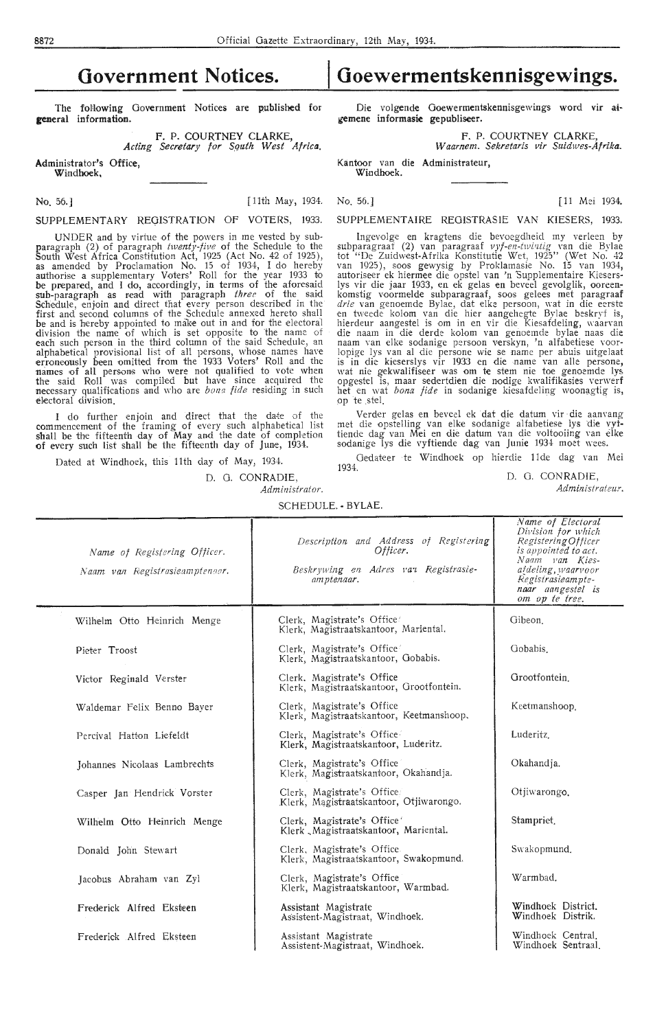# Government Notices.

The following Government Notices are published for general information.

F. P. COURTNEY CLARKE,
*Acting Secretary for South West Africa.*

Administrator's Office,
Windhoek,

No. 56.] [11th May, 1934.

## SUPPLEMENTARY REGISTRATION OF VOTERS, 1933.

UNDER and by virtue of the powers in me vested by sub-paragraph (2) of paragraph *twenty-five* of the Schedule to the South West Africa Constitution Act, 1925 (Act No. 42 of 1925), as amended by Proclamation No. 15 of 1934, I do hereby authorise a supplementary Voters' Roll for the year 1933 to be prepared, and I do, accordingly, in terms of the aforesaid sub-paragraph as read with paragraph *three* of the said Schedule, enjoin and direct that every person described in the first and second columns of the Schedule annexed hereto shall be and is hereby appointed to make out in and for the electoral division the name of which is set opposite to the name of each such person in the third column of the said Schedule, an alphabetical provisional list of all persons, whose names have erroneously been omitted from the 1933 Voters' Roll and the names of all persons who were not qualified to vote when the said Roll was compiled but have since acquired the necessary qualifications and who are *bona fide* residing in such electoral division.

I do further enjoin and direct that the date of the commencement of the framing of every such alphabetical list shall be the fifteenth day of May and the date of completion of every such list shall be the fifteenth day of June, 1934.

Dated at Windhoek, this 11th day of May, 1934.

D. G. CONRADIE,
*Administrator.*

# Goewermentskennisgewings.

Die volgende Goewermentskennisgewings word vir algemene informasie gepubliseer.

F. P. COURTNEY CLARKE,
*Waarnem. Sekretaris vir Suidwes-Afrika.*

Kantoor van die Administrateur,
Windhoek.

No. 56.] [11 Mei 1934.

## SUPPLEMENTAIRE REGISTRASIE VAN KIESERS, 1933.

Ingevolge en kragtens die bevoegdheid my verleen by subparagraaf (2) van paragraaf *vyf-en-twintig* van die Bylae tot "De Zuidwest-Afrika Konstitutie Wet, 1925" (Wet No. 42 van 1925), soos gewysig by Proklamasie No. 15 van 1934, autoriseer ek hiermee die opstel van 'n Supplementaire Kieserslys vir die jaar 1933, en ek gelas en beveel gevolglik, ooreenkomstig voormelde subparagraaf, soos gelees met paragraaf *drie* van genoemde Bylae, dat elke persoon, wat in die eerste en tweede kolom van die hier aangehegte Bylae beskryf is, hierdeur aangestel is om in en vir die Kiesafdeling, waarvan die naam in die derde kolom van genoemde bylae naas die naam van elke sodanige persoon verskyn, 'n alfabetiese voorlopige lys van al die persone wie se name per abuis uitgelaat is in die kieserslys vir 1933 en die name van alle persone, wat nie gekwalifiseer was om te stem nie toe genoemde lys opgestel is, maar sedertdien die nodige kwalifikasies verwerf het en wat *bona fide* in sodanige kiesafdeling woonagtig is, op te stel.

Verder gelas en beveel ek dat die datum vir die aanvang met die opstelling van elke sodanige alfabetiese lys die vyftiende dag van Mei en die datum van die voltooiing van elke sodanige lys die vyftiende dag van Junie 1934 moet wees.

Gedateer te Windhoek op hierdie 11de dag van Mei 1934.

D. G. CONRADIE,
*Administrateur.*

SCHEDULE. - BYLAE.

| *Name of Registering Officer.* *Naam van Registrasieamptenaar.* | *Description and Address of Registering Officer.* *Beskrywing en Adres van Registrasieamptenaar.* | *Name of Electoral Division for which Registering Officer is appointed to act.* *Naam van Kiesafdeling, waarvoor Registrasieamptenaar aangestel is om op te tree.* |
|---|---|---|
| Wilhelm Otto Heinrich Menge | Clerk, Magistrate's Office. Klerk, Magistraatskantoor, Mariental. | Gibeon. |
| Pieter Troost | Clerk, Magistrate's Office. Klerk, Magistraatskantoor, Gobabis. | Gobabis. |
| Victor Reginald Verster | Clerk, Magistrate's Office Klerk, Magistraatskantoor, Grootfontein. | Grootfontein. |
| Waldemar Felix Benno Bayer | Clerk, Magistrate's Office Klerk, Magistraatskantoor, Keetmanshoop. | Keetmanshoop. |
| Percival Hatton Liefeldt | Clerk, Magistrate's Office Klerk, Magistraatskantoor, Luderitz. | Luderitz. |
| Johannes Nicolaas Lambrechts | Clerk, Magistrate's Office Klerk, Magistraatskantoor, Okahandja. | Okahandja. |
| Casper Jan Hendrick Vorster | Clerk, Magistrate's Office Klerk, Magistraatskantoor, Otjiwarongo. | Otjiwarongo. |
| Wilhelm Otto Heinrich Menge | Clerk, Magistrate's Office Klerk, Magistraatskantoor, Mariental. | Stampriet. |
| Donald John Stewart | Clerk, Magistrate's Office Klerk, Magistraatskantoor, Swakopmund. | Swakopmund. |
| Jacobus Abraham van Zyl | Clerk, Magistrate's Office Klerk, Magistraatskantoor, Warmbad. | Warmbad. |
| Frederick Alfred Eksteen | Assistant Magistrate Assistent-Magistraat, Windhoek. | Windhoek District. Windhoek Distrik. |
| Frederick Alfred Eksteen | Assistant Magistrate Assistent-Magistraat, Windhoek. | Windhoek Central. Windhoek Sentraal. |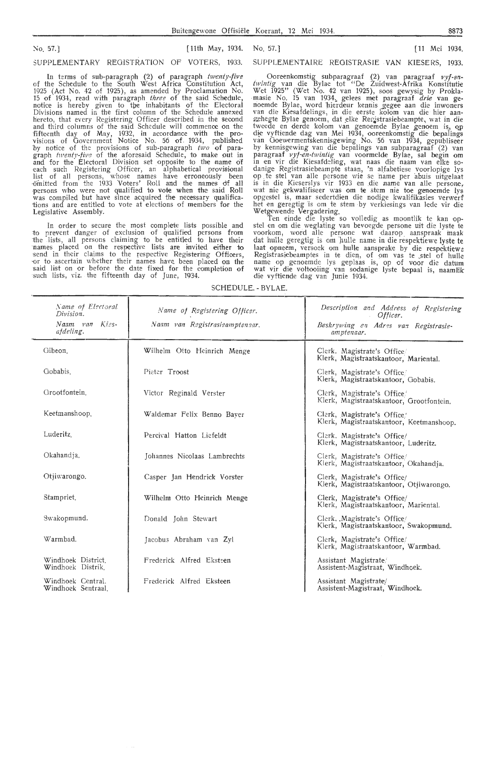No. 57.] [11th May, 1934.

## SUPPLEMENTARY REGISTRATION OF VOTERS, 1933.

In terms of sub-paragraph (2) of paragraph *twenty-five* of the Schedule to the South West Africa Constitution Act, 1925 (Act No. 42 of 1925), as amended by Proclamation No. 15 of 1934, read with paragraph *three* of the said Schedule, notice is hereby given to the inhabitants of the Electoral Divisions named in the first column of the Schedule annexed hereto, that every Registering Officer described in the second and third columns of the said Schedule will commence on the fifteenth day of May, 1932, in accordance with the provisions of Government Notice No. 56 of 1934, published by notice of the provisions of sub-paragraph *two* of paragraph *twenty-five* of the aforesaid Schedule, to make out in and for the Electoral Division set opposite to the name of each such Registering Officer, an alphabetical provisional list of all persons, whose names have erroneously been omitted from the 1933 Voters' Roll and the names of all persons who were not qualified to vote when the said Roll was compiled but have since acquired the necessary qualifications and are entitled to vote at elections of members for the Legislative Assembly.

In order to secure the most complete lists possible and to prevent danger of exclusion of qualified persons from the lists, all persons claiming to be entitled to have their names placed on the respective lists are invited either to send in their claims to the respective Registering Officers, or to ascertain whether their names have been placed on the said list on or before the date fixed for the completion of such lists, viz. the fifteenth day of June, 1934.

No. 57.] [11 Mei 1934.

## SUPPLEMENTAIRE REGISTRASIE VAN KIESERS, 1933.

Ooreenkomstig subparagraaf (2) van paragraaf *vyf-en-twintig* van die Bylae tot "De Zuidwest-Afrika Konstitutie Wet 1925" (Wet No. 42 van 1925), soos gewysig by Proklamasie No. 15 van 1934, gelees met paragraaf *drie* van genoemde Bylae, word hierdeur kennis gegee aan die inwoners van die Kiesafdelings, in die eerste kolom van die hier aangehegte Bylae genoem, dat elke Registrasiebeampte, wat in die tweede en derde kolom van genoemde Bylae genoem is, op die vyftiende dag van Mei 1934, ooreenkomstig die bepalings van Goewermentskennisgewing No. 56 van 1934, gepubliseer by kennisgewing van die bepalings van subparagraaf (2) van paragraaf *vyf-en-twintig* van voormelde Bylae, sal begin om in en vir die Kiesafdeling, wat naas die naam van elke sodanige Registrasiebeampte staan, 'n alfabetiese voorlopige lys op te stel van alle persone wie se name per abuis uitgelaat is in die Kieserslys vir 1933 en die name van alle persone, wat nie gekwalifiseer was om te stem nie toe genoemde lys opgestel is, maar sedertdien die nodige kwalifikasies verwerf het en geregtig is om te stem by verkiesings van lede vir die Wetgewende Vergadering.

Ten einde die lyste so volledig as moontlik te kan opstel en om die weglating van bevoegde persone uit die lyste te voorkom, word alle persone wat daarop aanspraak maak dat hulle geregtig is om hulle name in die respektiewe lyste te laat opneem, versoek om hulle aansprake by die respektiewe Registrasiebeamptes in te dien, of om vas te stel of hulle name op genoemde lys geplaas is, op of voor die datum wat vir die voltooiing van sodanige lyste bepaal is, naamlik die vyftiende dag van Junie 1934.

SCHEDULE. - BYLAE.

| *Name of Electoral Division.* / *Naam van Kiesafdeling.* | *Name of Registering Officer.* / *Naam van Registrasieamptenaar.* | *Description and Address of Registering Officer.* / *Beskrywing en Adres van Registrasieamptenaar.* |
|---|---|---|
| Gibeon. | Wilhelm Otto Heinrich Menge | Clerk, Magistrate's Office/ Klerk, Magistraatskantoor, Mariental. |
| Gobabis. | Pieter Troost | Clerk, Magistrate's Office/ Klerk, Magistraatskantoor, Gobabis. |
| Grootfontein. | Victor Reginald Verster | Clerk, Magistrate's Office/ Klerk, Magistraatskantoor, Grootfontein. |
| Keetmanshoop. | Waldemar Felix Benno Bayer | Clerk, Magistrate's Office/ Klerk, Magistraatskantoor, Keetmanshoop. |
| Luderitz. | Percival Hatton Liefeldt | Clerk, Magistrate's Office/ Klerk, Magistraatskantoor, Luderitz. |
| Okahandja. | Johannes Nicolaas Lambrechts | Clerk, Magistrate's Office/ Klerk, Magistraatskantoor, Okahandja. |
| Otjiwarongo. | Casper Jan Hendrick Vorster | Clerk, Magistrate's Office/ Klerk, Magistraatskantoor, Otjiwarongo. |
| Stampriet. | Wilhelm Otto Heinrich Menge | Clerk, Magistrate's Office/ Klerk, Magistraatskantoor, Mariental. |
| Swakopmund. | Donald John Stewart | Clerk, Magistrate's Office/ Klerk, Magistraatskantoor, Swakopmund. |
| Warmbad. | Jacobus Abraham van Zyl | Clerk, Magistrate's Office/ Klerk, Magistraatskantoor, Warmbad. |
| Windhoek District. / Windhoek Distrik. | Frederick Alfred Eksteen | Assistant Magistrate/ Assistent-Magistraat, Windhoek. |
| Windhoek Central. / Windhoek Sentraal. | Frederick Alfred Eksteen | Assistant Magistrate/ Assistent-Magistraat, Windhoek. |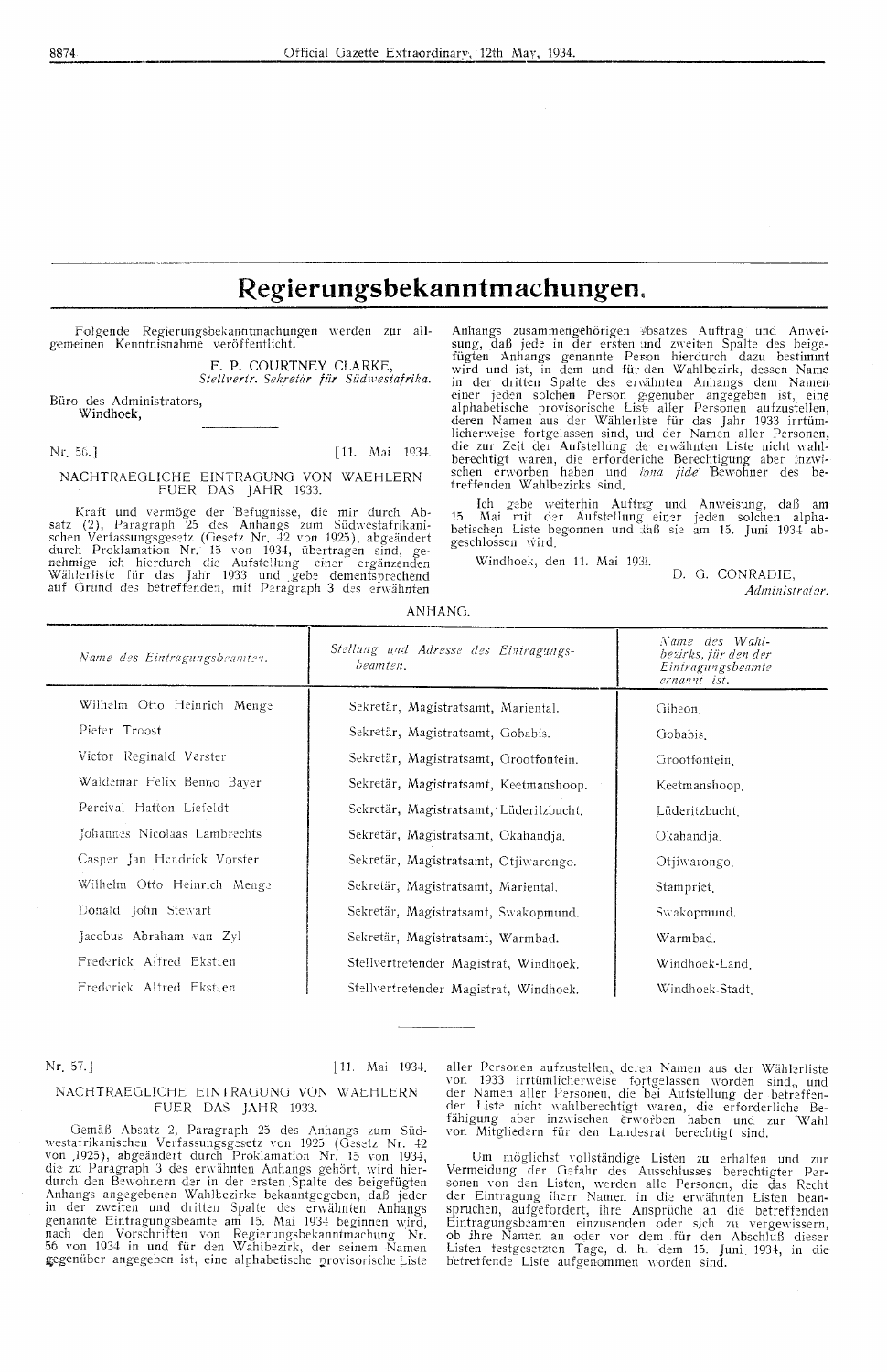# Regierungsbekanntmachungen.

Folgende Regierungsbekanntmachungen werden zur allgemeinen Kenntnisnahme veröffentlicht.

F. P. COURTNEY CLARKE,
*Stellvertr. Sekretär für Südwestafrika.*

Büro des Administrators,
Windhoek,

---

Nr. 56.] [11. Mai 1934.

NACHTRAEGLICHE EINTRAGUNG VON WAEHLERN FUER DAS JAHR 1933.

Kraft und vermöge der Befugnisse, die mir durch Absatz (2), Paragraph 25 des Anhangs zum Südwestafrikanischen Verfassungsgesetz (Gesetz Nr. 42 von 1925), abgeändert durch Proklamation Nr. 15 von 1934, übertragen sind, genehmige ich hierdurch die Aufstellung einer ergänzenden Wählerliste für das Jahr 1933 und gebe dementsprechend auf Grund des betreffenden, mit Paragraph 3 des erwähnten Anhangs zusammengehörigen Absatzes Auftrag und Anweisung, daß jede in der ersten und zweiten Spalte des beigefügten Anhangs genannte Person hierdurch dazu bestimmt wird und ist, in dem und für den Wahlbezirk, dessen Name in der dritten Spalte des erwähnten Anhangs dem Namen einer jeden solchen Person gegenüber angegeben ist, eine alphabetische provisorische Liste aller Personen aufzustellen, deren Namen aus der Wählerliste für das Jahr 1933 irrtümlicherweise fortgelassen sind, und der Namen aller Personen, die zur Zeit der Aufstellung der erwähnten Liste nicht wahlberechtigt waren, die erforderliche Berechtigung aber inzwischen erworben haben und *bona fide* Bewohner des betreffenden Wahlbezirks sind.

Ich gebe weiterhin Auftrag und Anweisung, daß am 15. Mai mit der Aufstellung einer jeden solchen alphabetischen Liste begonnen und daß sie am 15. Juni 1934 abgeschlossen wird.

Windhoek, den 11. Mai 1934.

D. G. CONRADIE,
*Administrator.*

ANHANG.

| *Name des Eintragungsbeamten.* | *Stellung und Adresse des Eintragungsbeamten.* | *Name des Wahlbezirks, für den der Eintragungsbeamte ernannt ist.* |
|---|---|---|
| Wilhelm Otto Heinrich Menge | Sekretär, Magistratsamt, Mariental. | Gibeon. |
| Pieter Troost | Sekretär, Magistratsamt, Gobabis. | Gobabis. |
| Victor Reginald Verster | Sekretär, Magistratsamt, Grootfontein. | Grootfontein. |
| Waldemar Felix Benno Bayer | Sekretär, Magistratsamt, Keetmanshoop. | Keetmanshoop. |
| Percival Hatton Liefeldt | Sekretär, Magistratsamt, Lüderitzbucht. | Lüderitzbucht. |
| Johannes Nicolaas Lambrechts | Sekretär, Magistratsamt, Okahandja. | Okahandja. |
| Casper Jan Hendrick Vorster | Sekretär, Magistratsamt, Otjiwarongo. | Otjiwarongo. |
| Wilhelm Otto Heinrich Menge | Sekretär, Magistratsamt, Mariental. | Stampriet. |
| Donald John Stewart | Sekretär, Magistratsamt, Swakopmund. | Swakopmund. |
| Jacobus Abraham van Zyl | Sekretär, Magistratsamt, Warmbad. | Warmbad. |
| Frederick Alfred Eksteen | Stellvertretender Magistrat, Windhoek. | Windhoek-Land. |
| Frederick Alfred Eksteen | Stellvertretender Magistrat, Windhoek. | Windhoek-Stadt. |

---

Nr. 57.] [11. Mai 1934.

NACHTRAEGLICHE EINTRAGUNG VON WAEHLERN FUER DAS JAHR 1933.

Gemäß Absatz 2, Paragraph 25 des Anhangs zum Südwestafrikanischen Verfassungsgesetz von 1925 (Gesetz Nr. 42 von 1925), abgeändert durch Proklamation Nr. 15 von 1934, die zu Paragraph 3 des erwähnten Anhangs gehört, wird hierdurch den Bewohnern der in der ersten Spalte des beigefügten Anhangs angegebenen Wahlbezirke bekanntgegeben, daß jeder in der zweiten und dritten Spalte des erwähnten Anhangs genannte Eintragungsbeamte am 15. Mai 1934 beginnen wird, nach den Vorschriften von Regierungsbekanntmachung Nr. 56 von 1934 in und für den Wahlbezirk, der seinem Namen gegenüber angegeben ist, eine alphabetische provisorische Liste aller Personen aufzustellen, deren Namen aus der Wählerliste von 1933 irrtümlicherweise fortgelassen worden sind, und der Namen aller Personen, die bei Aufstellung der betreffenden Liste nicht wahlberechtigt waren, die erforderliche Befähigung aber inzwischen erworben haben und zur Wahl von Mitgliedern für den Landesrat berechtigt sind.

Um möglichst vollständige Listen zu erhalten und zur Vermeidung der Gefahr des Ausschlusses berechtigter Personen von den Listen, werden alle Personen, die das Recht der Eintragung ihrer Namen in die erwähnten Listen beanspruchen, aufgefordert, ihre Ansprüche an die betreffenden Eintragungsbeamten einzusenden oder sich zu vergewissern, ob ihre Namen an oder vor dem für den Abschluß dieser Listen festgesetzten Tage, d. h. dem 15. Juni 1934, in die betreffende Liste aufgenommen worden sind.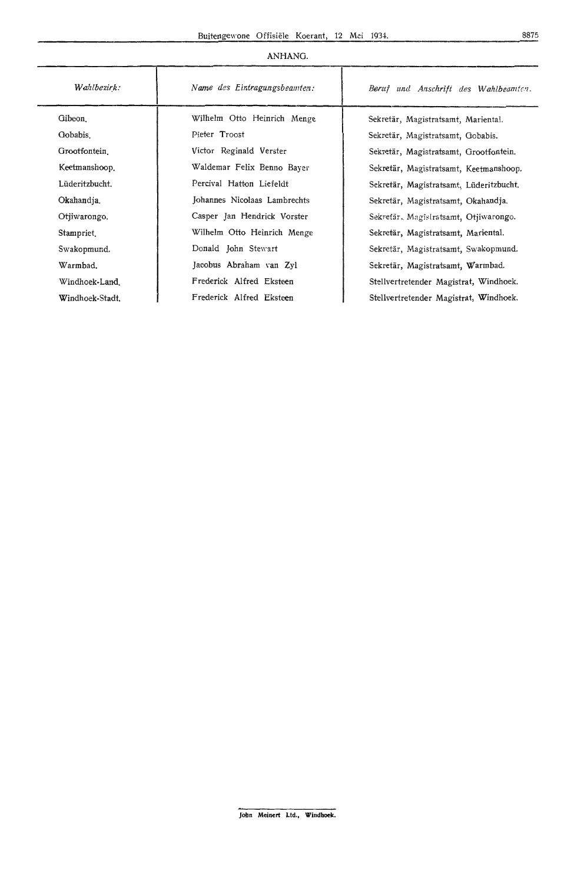## ANHANG.

| *Wahlbezirk:* | *Name des Eintragungsbeamten:* | *Beruf und Anschrift des Wahlbeamten.* |
|---|---|---|
| Gibeon. | Wilhelm Otto Heinrich Menge | Sekretär, Magistratsamt, Mariental. |
| Gobabis. | Pieter Troost | Sekretär, Magistratsamt, Gobabis. |
| Grootfontein. | Victor Reginald Verster | Sekretär, Magistratsamt, Grootfontein. |
| Keetmanshoop. | Waldemar Felix Benno Bayer | Sekretär, Magistratsamt, Keetmanshoop. |
| Lüderitzbucht. | Percival Hatton Liefeldt | Sekretär, Magistratsamt, Lüderitzbucht. |
| Okahandja. | Johannes Nicolaas Lambrechts | Sekretär, Magistratsamt, Okahandja. |
| Otjiwarongo. | Casper Jan Hendrick Vorster | Sekretär, Magistratsamt, Otjiwarongo. |
| Stampriet. | Wilhelm Otto Heinrich Menge | Sekretär, Magistratsamt, Mariental. |
| Swakopmund. | Donald John Stewart | Sekretär, Magistratsamt, Swakopmund. |
| Warmbad. | Jacobus Abraham van Zyl | Sekretär, Magistratsamt, Warmbad. |
| Windhoek-Land. | Frederick Alfred Eksteen | Stellvertretender Magistrat, Windhoek. |
| Windhoek-Stadt. | Frederick Alfred Eksteen | Stellvertretender Magistrat, Windhoek. |

John Meinert Ltd., Windhoek.